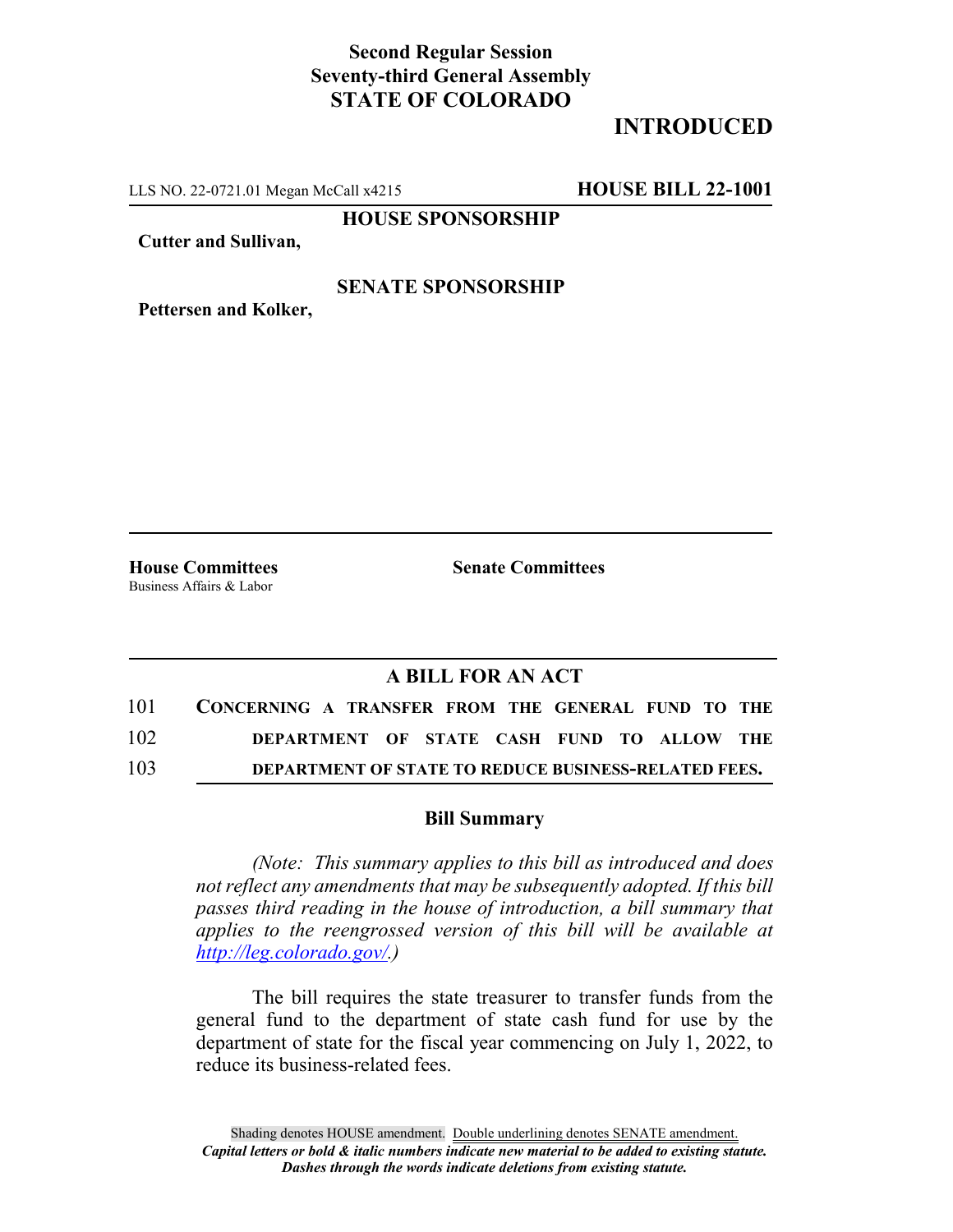**Second Regular Session**
**Seventy-third General Assembly**
**STATE OF COLORADO**

# INTRODUCED

LLS NO. 22-0721.01 Megan McCall x4215 **HOUSE BILL 22-1001**

**HOUSE SPONSORSHIP**

**Cutter and Sullivan,**

**SENATE SPONSORSHIP**

**Pettersen and Kolker,**

**House Committees**
Business Affairs & Labor

**Senate Committees**

## A BILL FOR AN ACT

101 **CONCERNING A TRANSFER FROM THE GENERAL FUND TO THE**
102 **DEPARTMENT OF STATE CASH FUND TO ALLOW THE**
103 **DEPARTMENT OF STATE TO REDUCE BUSINESS-RELATED FEES.**

### Bill Summary

*(Note: This summary applies to this bill as introduced and does not reflect any amendments that may be subsequently adopted. If this bill passes third reading in the house of introduction, a bill summary that applies to the reengrossed version of this bill will be available at http://leg.colorado.gov/.)*

The bill requires the state treasurer to transfer funds from the general fund to the department of state cash fund for use by the department of state for the fiscal year commencing on July 1, 2022, to reduce its business-related fees.

Shading denotes HOUSE amendment. Double underlining denotes SENATE amendment.
***Capital letters or bold & italic numbers indicate new material to be added to existing statute.***
***Dashes through the words indicate deletions from existing statute.***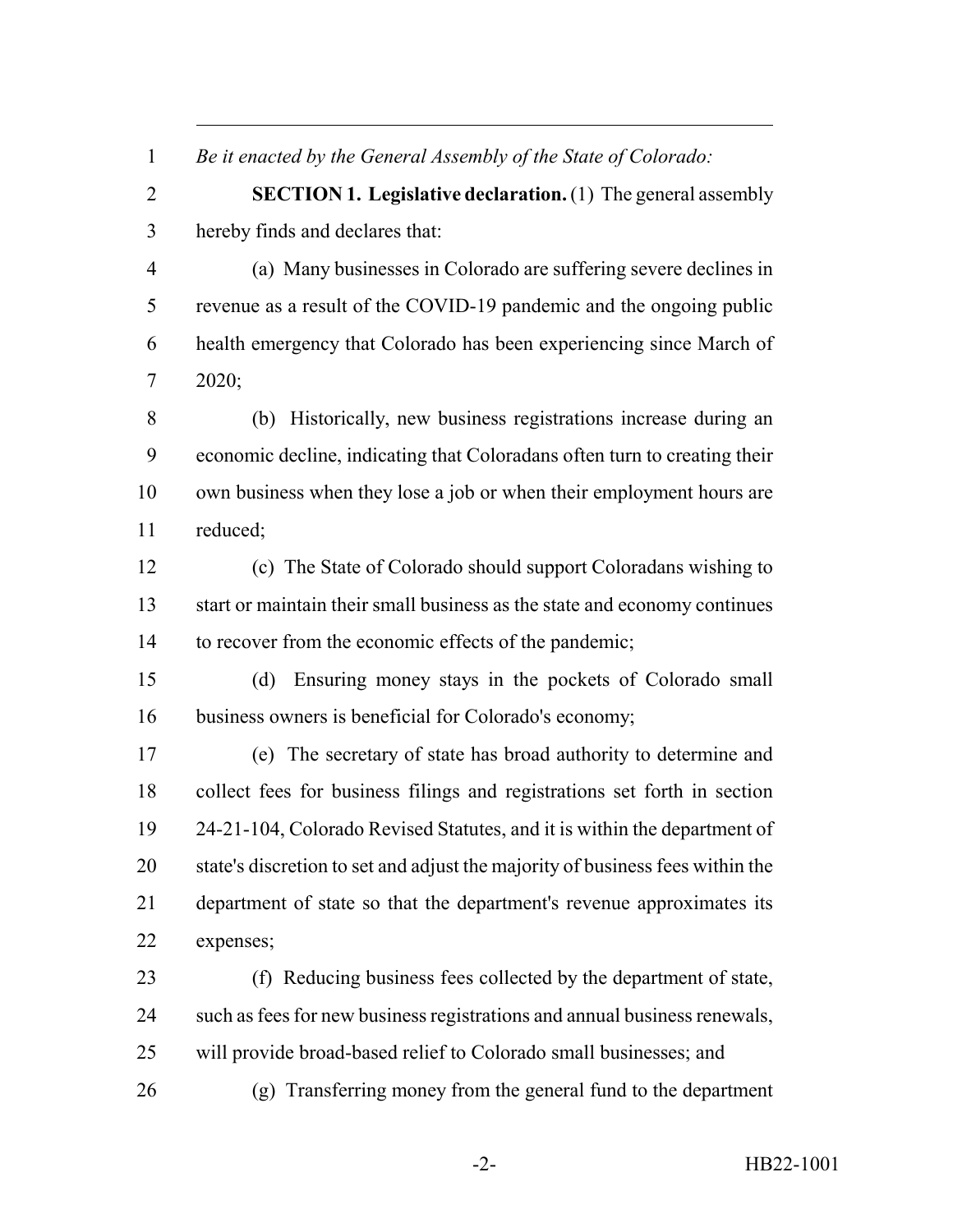*Be it enacted by the General Assembly of the State of Colorado:*

**SECTION 1. Legislative declaration.** (1) The general assembly hereby finds and declares that:

(a) Many businesses in Colorado are suffering severe declines in revenue as a result of the COVID-19 pandemic and the ongoing public health emergency that Colorado has been experiencing since March of 2020;

(b) Historically, new business registrations increase during an economic decline, indicating that Coloradans often turn to creating their own business when they lose a job or when their employment hours are reduced;

(c) The State of Colorado should support Coloradans wishing to start or maintain their small business as the state and economy continues to recover from the economic effects of the pandemic;

(d) Ensuring money stays in the pockets of Colorado small business owners is beneficial for Colorado's economy;

(e) The secretary of state has broad authority to determine and collect fees for business filings and registrations set forth in section 24-21-104, Colorado Revised Statutes, and it is within the department of state's discretion to set and adjust the majority of business fees within the department of state so that the department's revenue approximates its expenses;

(f) Reducing business fees collected by the department of state, such as fees for new business registrations and annual business renewals, will provide broad-based relief to Colorado small businesses; and

(g) Transferring money from the general fund to the department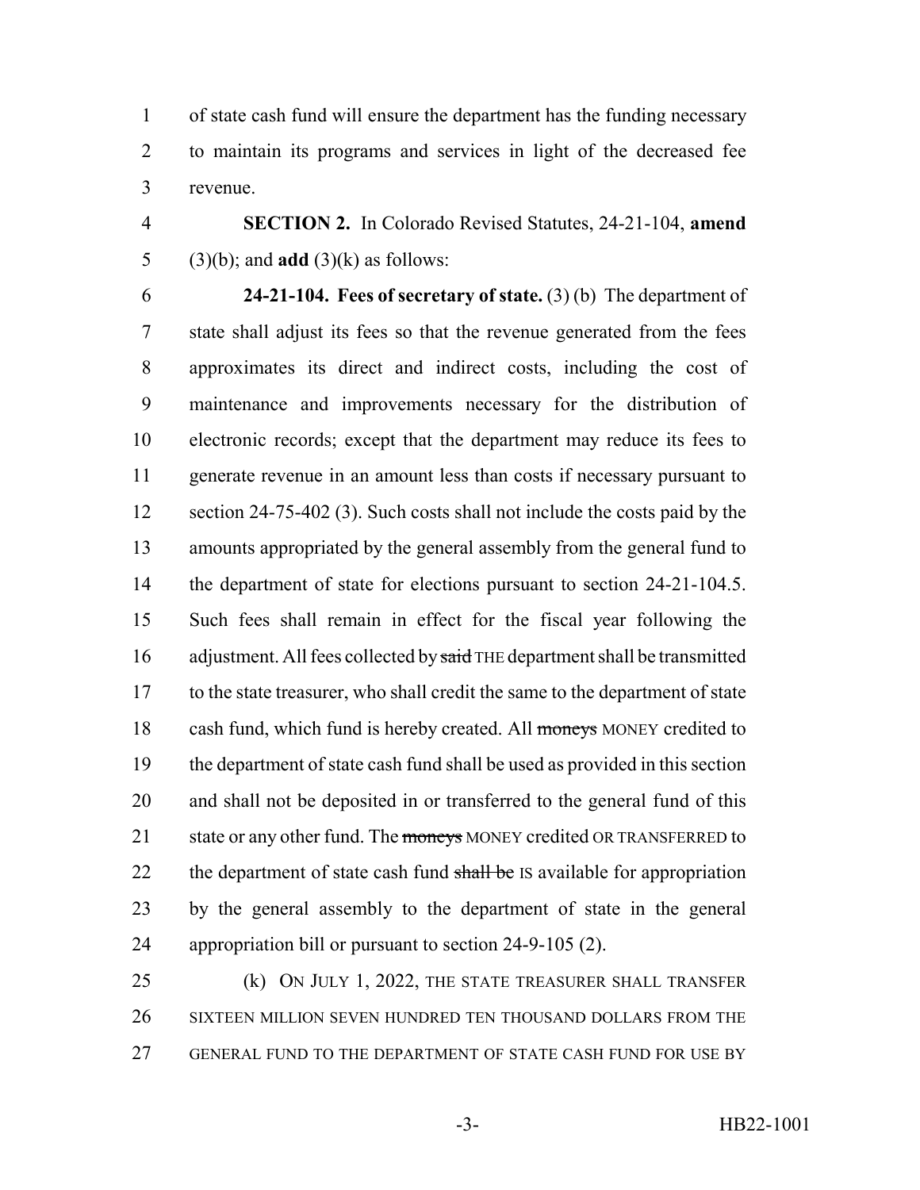of state cash fund will ensure the department has the funding necessary to maintain its programs and services in light of the decreased fee revenue.

**SECTION 2.** In Colorado Revised Statutes, 24-21-104, **amend** (3)(b); and **add** (3)(k) as follows:

**24-21-104. Fees of secretary of state.** (3) (b) The department of state shall adjust its fees so that the revenue generated from the fees approximates its direct and indirect costs, including the cost of maintenance and improvements necessary for the distribution of electronic records; except that the department may reduce its fees to generate revenue in an amount less than costs if necessary pursuant to section 24-75-402 (3). Such costs shall not include the costs paid by the amounts appropriated by the general assembly from the general fund to the department of state for elections pursuant to section 24-21-104.5. Such fees shall remain in effect for the fiscal year following the adjustment. All fees collected by ~~said~~ THE department shall be transmitted to the state treasurer, who shall credit the same to the department of state cash fund, which fund is hereby created. All ~~moneys~~ MONEY credited to the department of state cash fund shall be used as provided in this section and shall not be deposited in or transferred to the general fund of this state or any other fund. The ~~moneys~~ MONEY credited OR TRANSFERRED to the department of state cash fund ~~shall be~~ IS available for appropriation by the general assembly to the department of state in the general appropriation bill or pursuant to section 24-9-105 (2).

(k) ON JULY 1, 2022, THE STATE TREASURER SHALL TRANSFER SIXTEEN MILLION SEVEN HUNDRED TEN THOUSAND DOLLARS FROM THE GENERAL FUND TO THE DEPARTMENT OF STATE CASH FUND FOR USE BY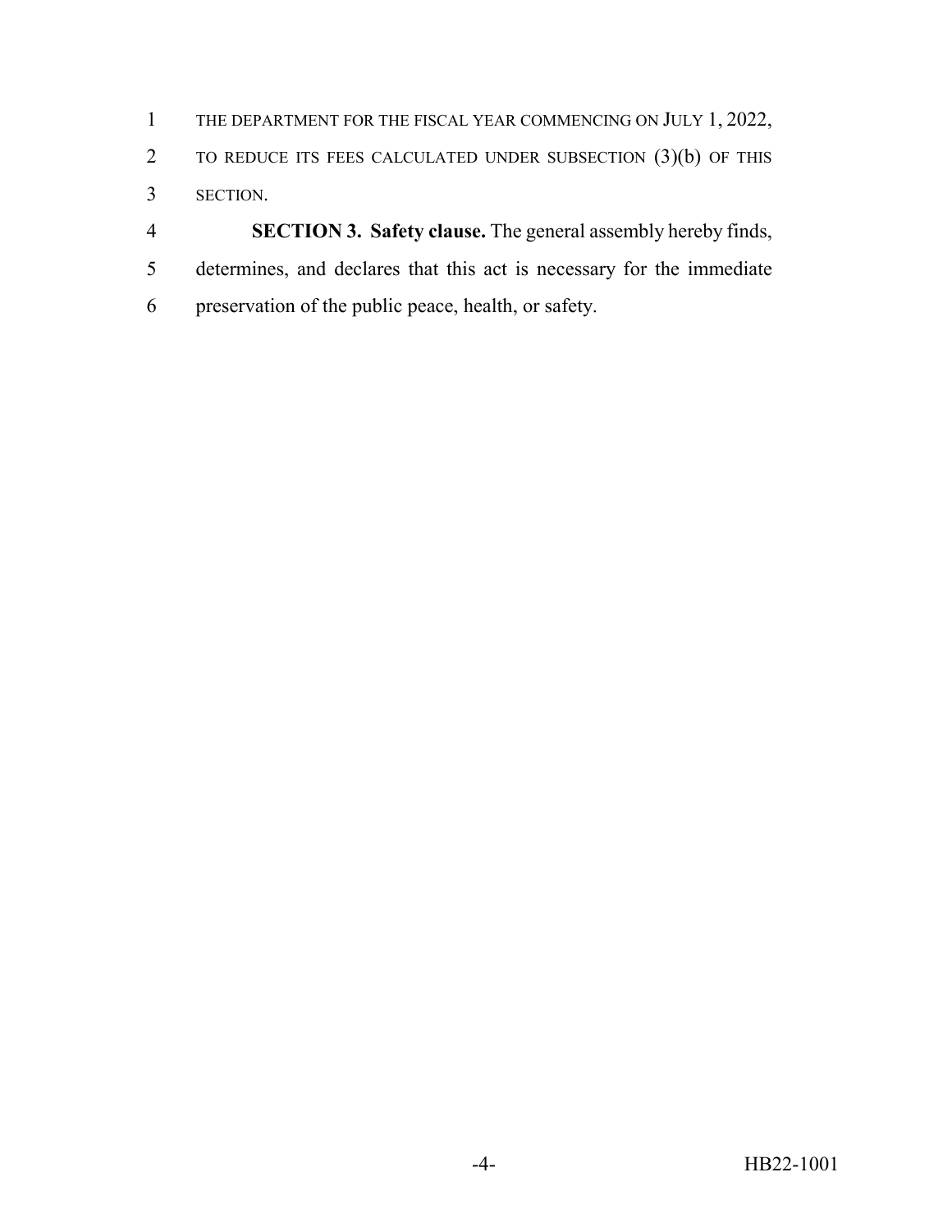THE DEPARTMENT FOR THE FISCAL YEAR COMMENCING ON JULY 1, 2022, TO REDUCE ITS FEES CALCULATED UNDER SUBSECTION (3)(b) OF THIS SECTION.

**SECTION 3. Safety clause.** The general assembly hereby finds, determines, and declares that this act is necessary for the immediate preservation of the public peace, health, or safety.